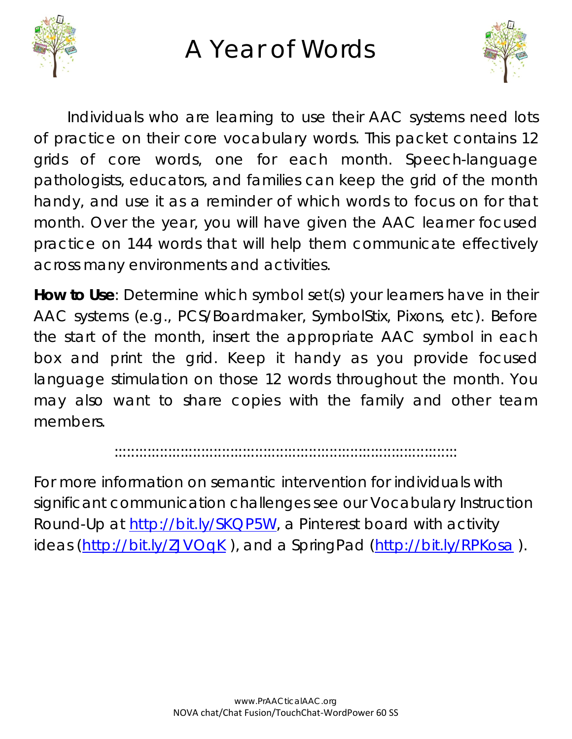# A Year of Words

Individuals who are learning to use their AAC systems need lots of practice on their core vocabulary words. This packet contains 12 grids of core words, one for each month. Speech-language pathologists, educators, and families can keep the grid of the month handy, and use it as a reminder of which words to focus on for that month. Over the year, you will have given the AAC learner focused practice on 144 words that will help them communicate effectively across many environments and activities.

**How to Use**: Determine which symbol set(s) your learners have in their AAC systems (e.g., PCS/Boardmaker, SymbolStix, Pixons, etc). Before the start of the month, insert the appropriate AAC symbol in each box and print the grid. Keep it handy as you provide focused language stimulation on those 12 words throughout the month. You may also want to share copies with the family and other team members.

::::::::::::::::::::::::::::::::::::::::::::::::::::::::::::::::::::::::::::::::::::::::

For more information on semantic intervention for individuals with significant communication challenges see our Vocabulary Instruction Round-Up at http://bit.ly/SKQP5W, a Pinterest board with activity ideas (http://bit.ly/ZJVOqK ), and a SpringPad (http://bit.ly/RPKosa ).

www.PrAACticalAAC.org
NOVA chat/Chat Fusion/TouchChat-WordPower 60 SS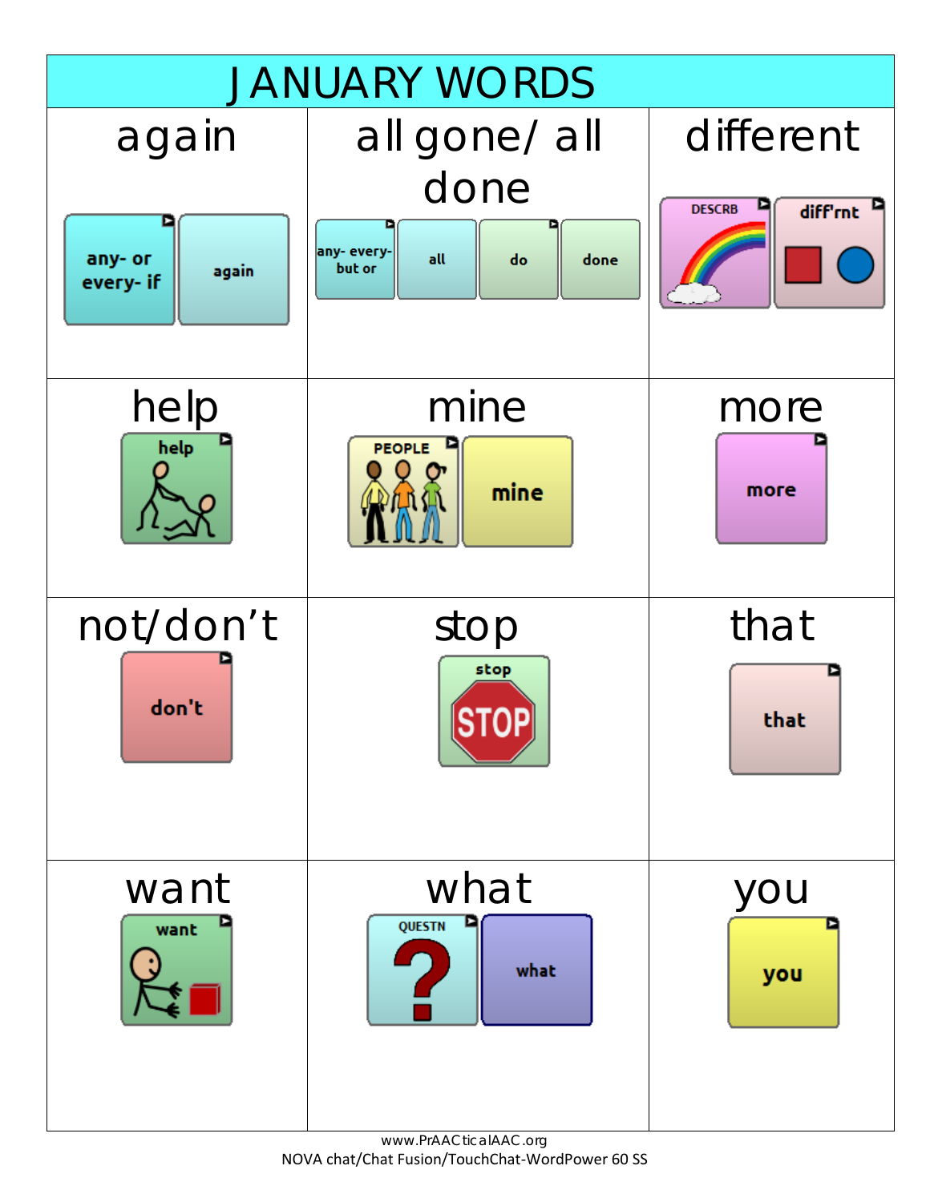# JANUARY WORDS

| again | all gone/ all done | different |
|---|---|---|
| any- or every- if / again | any- every- but or / all / do / done | DESCRB / diff'rnt |
| **help** | **mine** | **more** |
| help | PEOPLE / mine | more |
| **not/don't** | **stop** | **that** |
| don't | stop | that |
| **want** | **what** | **you** |
| want | QUESTN / what | you |

www.PrAACticalAAC.org
NOVA chat/Chat Fusion/TouchChat-WordPower 60 SS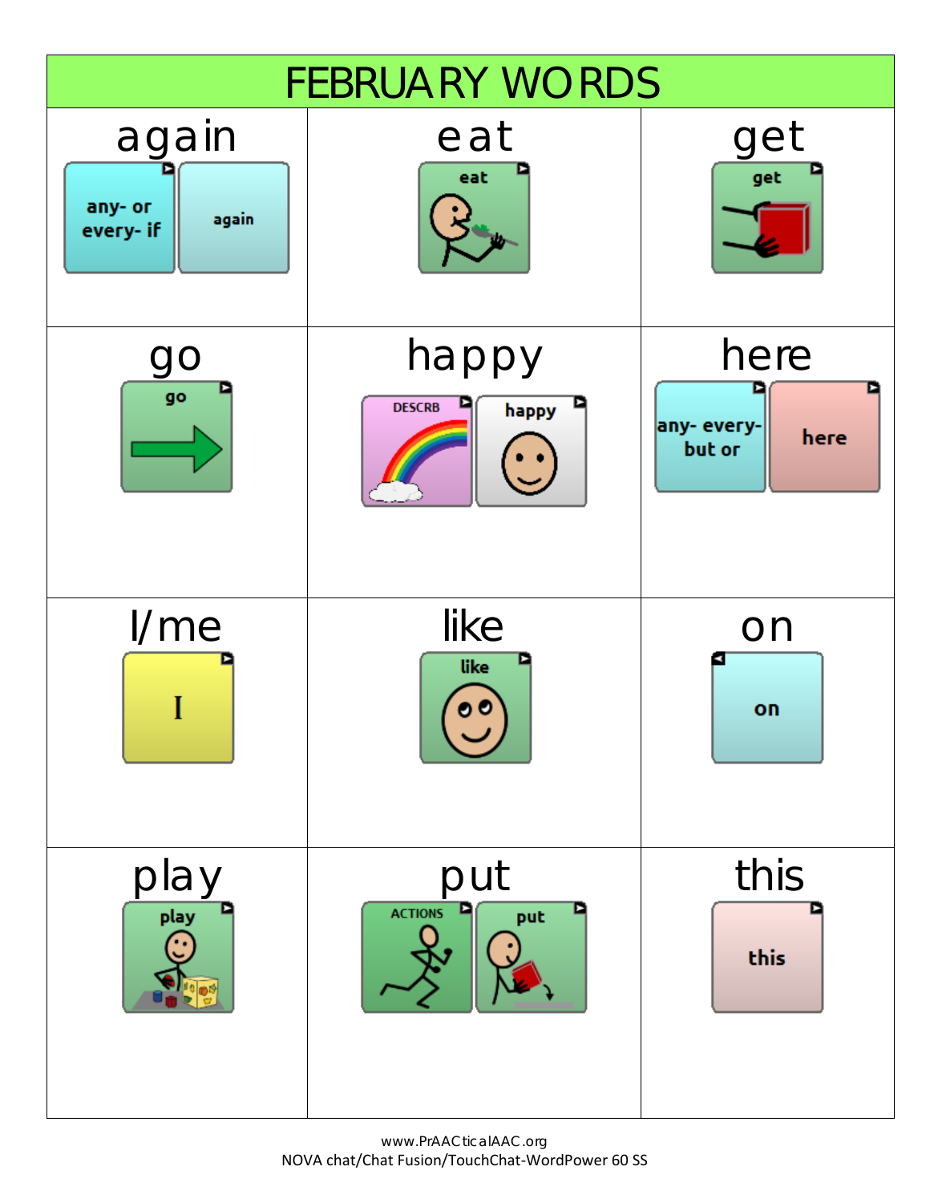# FEBRUARY WORDS

| again | eat | get |
|---|---|---|
| any- or every- if · again | eat | get |
| **go** | **happy** | **here** |
| go | DESCRB · happy | any- every- but or · here |
| **I/me** | **like** | **on** |
| I | like | on |
| **play** | **put** | **this** |
| play | ACTIONS · put | this |

www.PrAACticalAAC.org
NOVA chat/Chat Fusion/TouchChat-WordPower 60 SS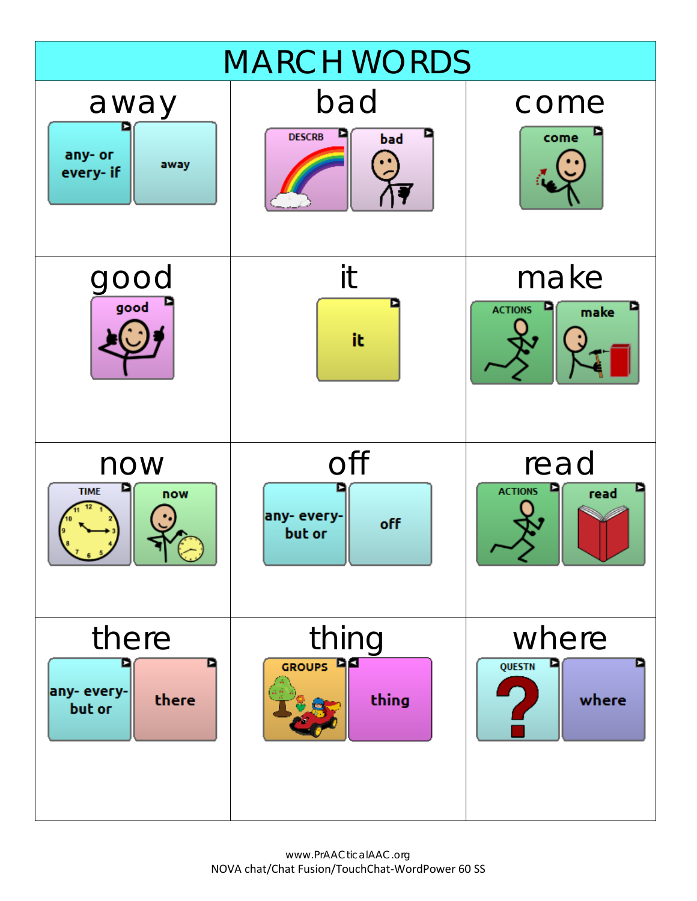# MARCH WORDS

| away | bad | come |
|---|---|---|
| any- or every- if / away | DESCRB / bad | come |
| **good** | **it** | **make** |
| good | it | ACTIONS / make |
| **now** | **off** | **read** |
| TIME / now | any- every- but or / off | ACTIONS / read |
| **there** | **thing** | **where** |
| any- every- but or / there | GROUPS / thing | QUESTN / where |

www.PrAACticalAAC.org
NOVA chat/Chat Fusion/TouchChat-WordPower 60 SS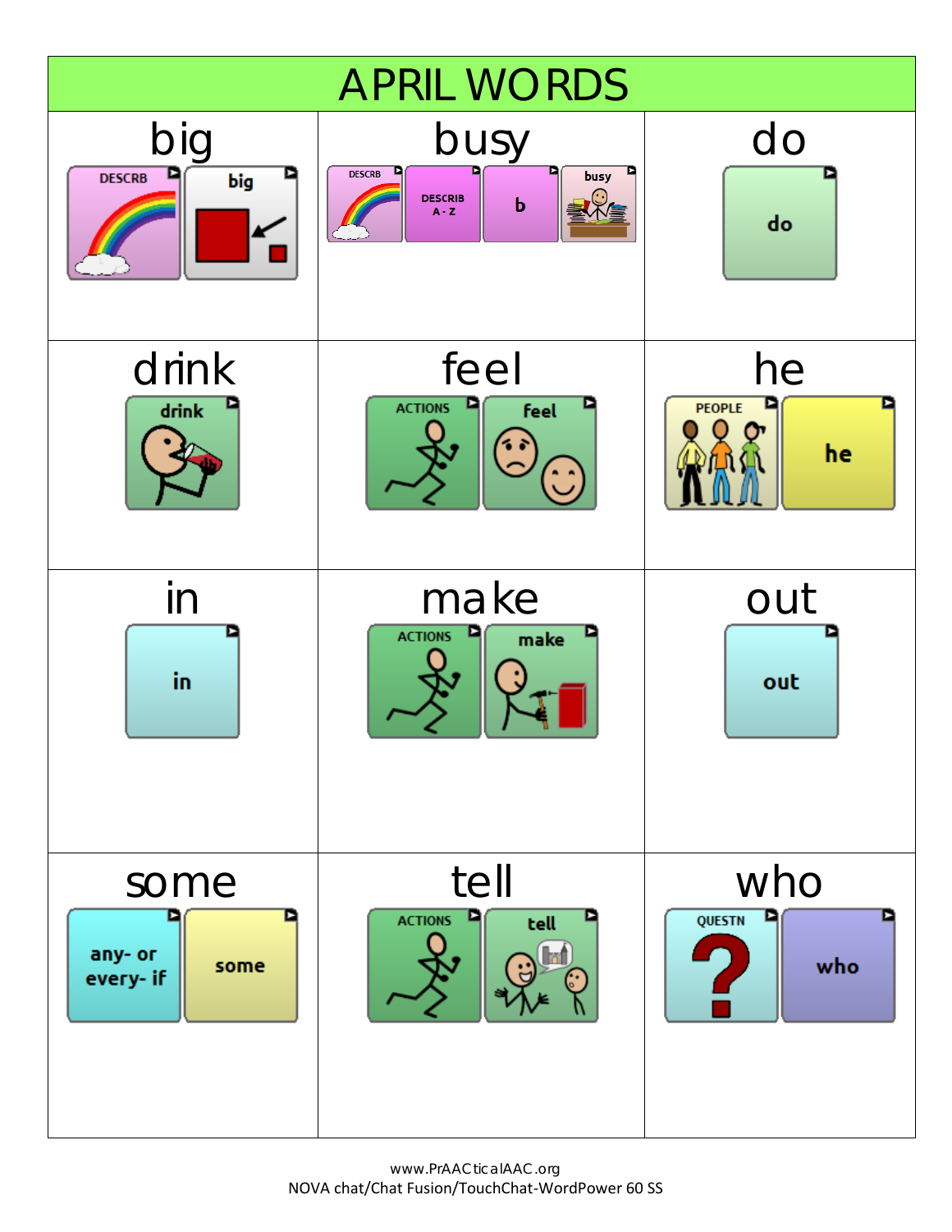# APRIL WORDS

| big | busy | do |
|---|---|---|
| DESCRB → big | DESCRB → DESCRIB A - Z → b → busy | do |
| **drink** | **feel** | **he** |
| drink | ACTIONS → feel | PEOPLE → he |
| **in** | **make** | **out** |
| in | ACTIONS → make | out |
| **some** | **tell** | **who** |
| any- or every- if → some | ACTIONS → tell | QUESTN → who |

www.PrAACticalAAC.org
NOVA chat/Chat Fusion/TouchChat-WordPower 60 SS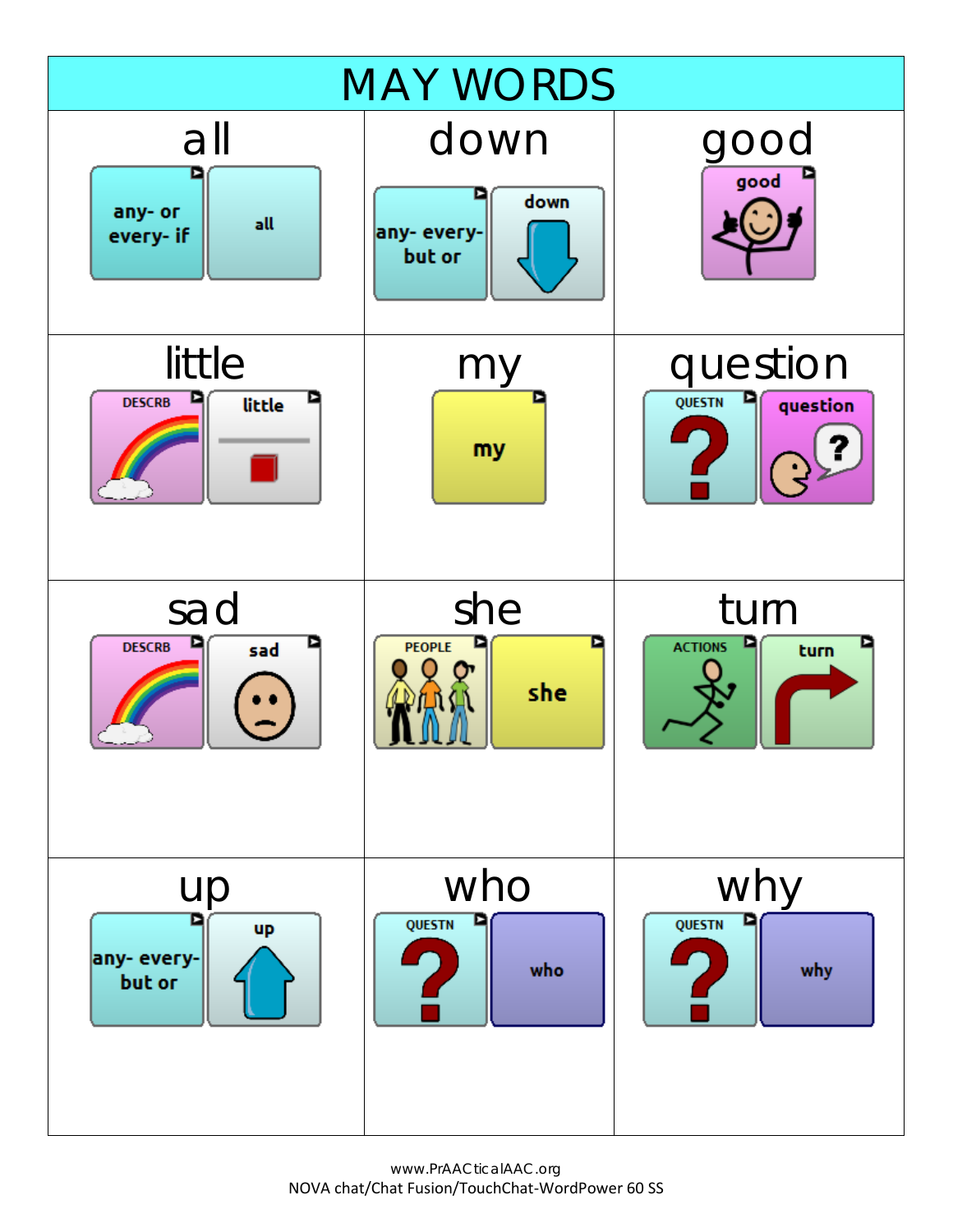# MAY WORDS

| | | |
|---|---|---|
| **all**<br>any- or every- if / all | **down**<br>any- every- but or / down | **good**<br>good |
| **little**<br>DESCRB / little | **my**<br>my | **question**<br>QUESTN / question |
| **sad**<br>DESCRB / sad | **she**<br>PEOPLE / she | **turn**<br>ACTIONS / turn |
| **up**<br>any- every- but or / up | **who**<br>QUESTN / who | **why**<br>QUESTN / why |

www.PrAACticalAAC.org
NOVA chat/Chat Fusion/TouchChat-WordPower 60 SS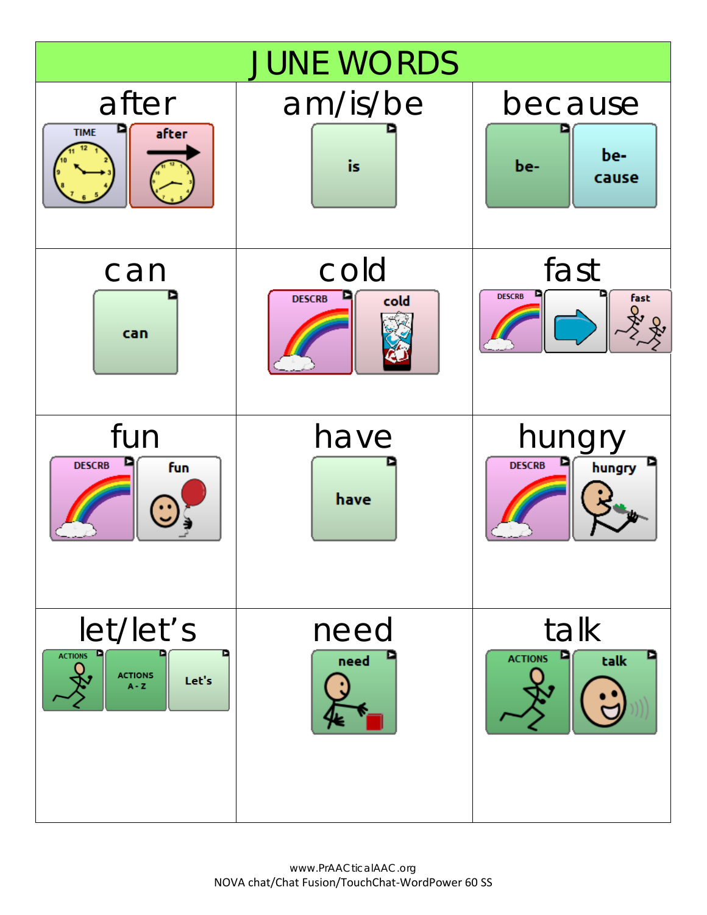# JUNE WORDS

| after | am/is/be | because |
|---|---|---|
| TIME → after | is | be- → be- cause |
| **can** | **cold** | **fast** |
| can | DESCRB → cold | DESCRB → (arrow) → fast |
| **fun** | **have** | **hungry** |
| DESCRB → fun | have | DESCRB → hungry |
| **let/let's** | **need** | **talk** |
| ACTIONS → ACTIONS A - Z → Let's | need | ACTIONS → talk |

www.PrAACticalAAC.org
NOVA chat/Chat Fusion/TouchChat-WordPower 60 SS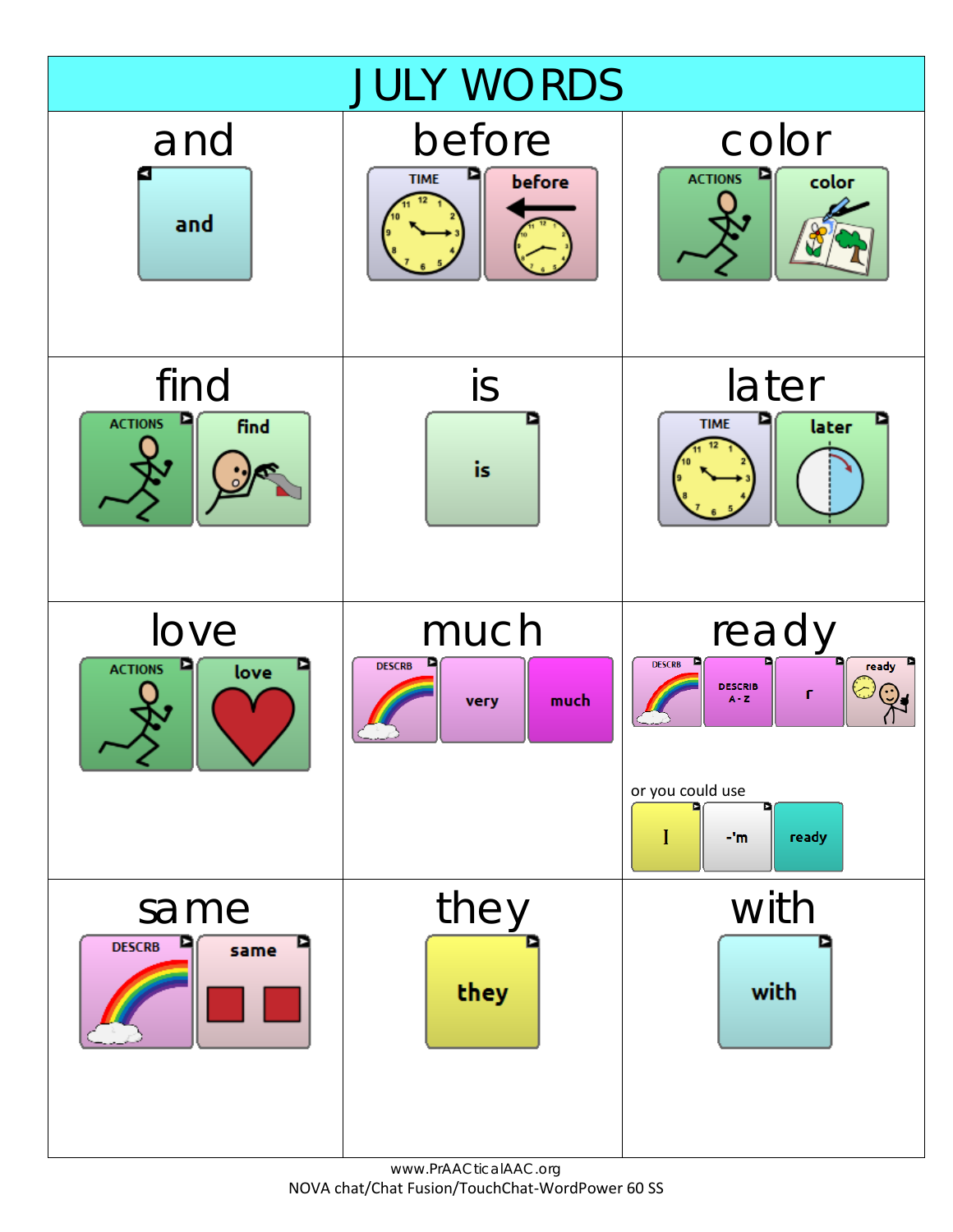# JULY WORDS

| and | before | color |
|---|---|---|
| and | TIME → before | ACTIONS → color |
| **find** | **is** | **later** |
| ACTIONS → find | is | TIME → later |
| **love** | **much** | **ready** |
| ACTIONS → love | DESCRB → very → much | DESCRB → DESCRIB A - Z → r → ready<br><br>or you could use<br><br>I → -'m → ready |
| **same** | **they** | **with** |
| DESCRB → same | they | with |

www.PrAACticalAAC.org
NOVA chat/Chat Fusion/TouchChat-WordPower 60 SS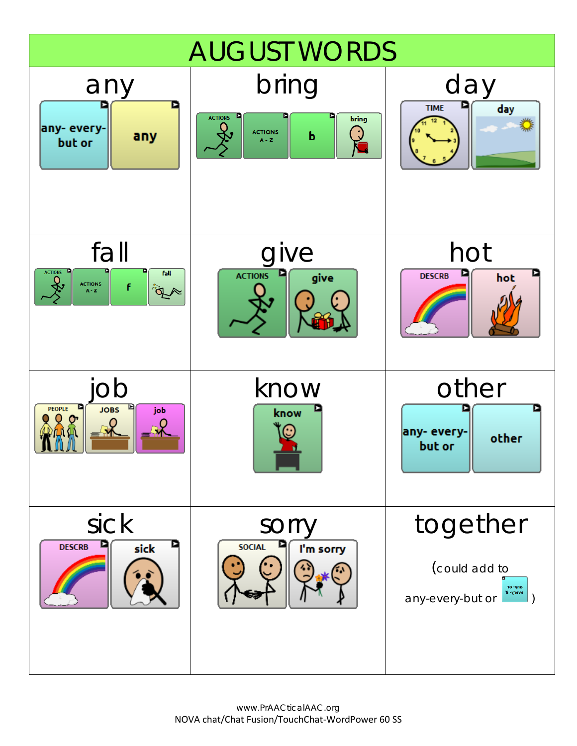# AUGUST WORDS

| any | bring | day |
| --- | --- | --- |
| any- every- but or → any | ACTIONS → ACTIONS A - Z → b → bring | TIME → day |
| **fall** | **give** | **hot** |
| ACTIONS → ACTIONS A - Z → f → fall | ACTIONS → give | DESCRB → hot |
| **job** | **know** | **other** |
| PEOPLE → JOBS → job | know | any- every- but or → other |
| **sick** | **sorry** | **together** |
| DESCRB → sick | SOCIAL → I'm sorry | (could add to any-every-but or ) |

www.PrAACticalAAC.org
NOVA chat/Chat Fusion/TouchChat-WordPower 60 SS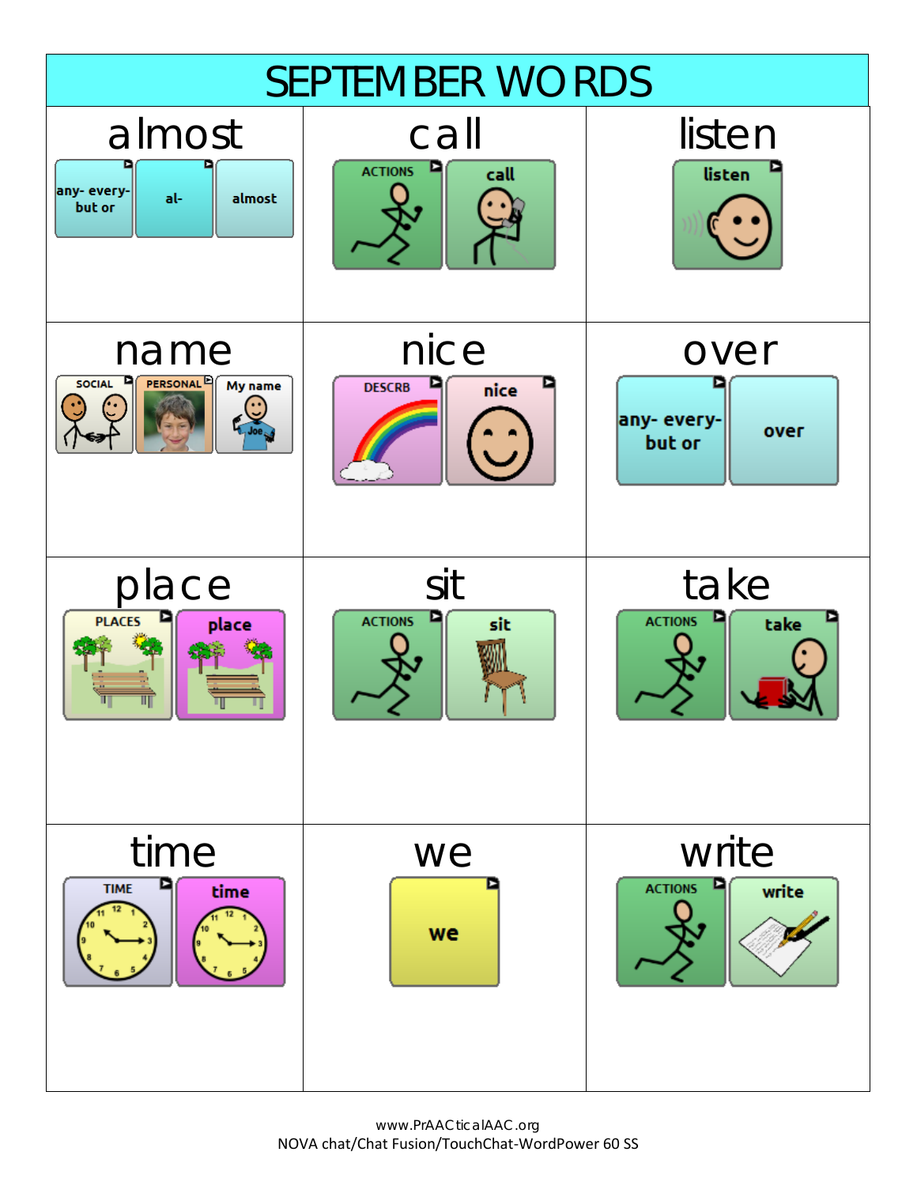# SEPTEMBER WORDS

| almost | call | listen |
|---|---|---|
| any- every- but or / al- / almost | ACTIONS / call | listen |
| **name** | **nice** | **over** |
| SOCIAL / PERSONAL / My name | DESCRB / nice | any- every- but or / over |
| **place** | **sit** | **take** |
| PLACES / place | ACTIONS / sit | ACTIONS / take |
| **time** | **we** | **write** |
| TIME / time | we | ACTIONS / write |

www.PrAACticalAAC.org
NOVA chat/Chat Fusion/TouchChat-WordPower 60 SS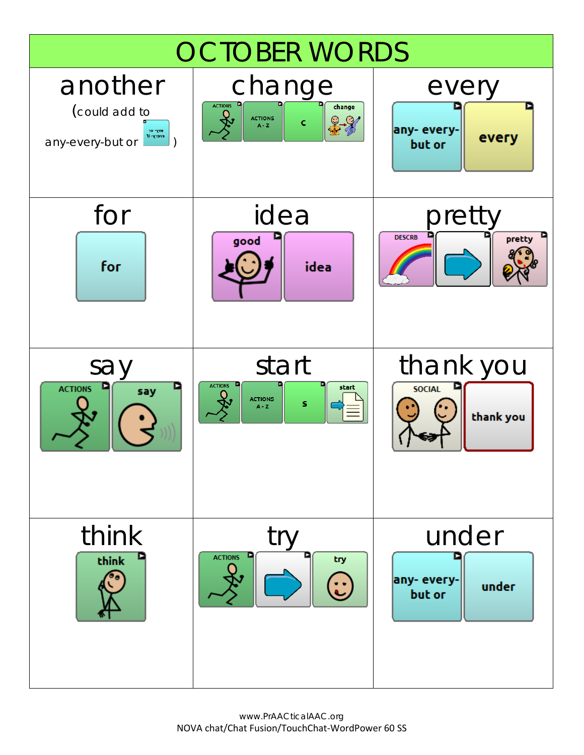# OCTOBER WORDS

| another | change | every |
|---|---|---|
| (could add to any-every-but or [any-every-but or]) | ACTIONS → ACTIONS A-Z → c → change | any- every- but or → every |
| **for** | **idea** | **pretty** |
| for | good → idea | DESCRB → [arrow] → pretty |
| **say** | **start** | **thank you** |
| ACTIONS → say | ACTIONS → ACTIONS A-Z → s → start | SOCIAL → thank you |
| **think** | **try** | **under** |
| think | ACTIONS → [arrow] → try | any- every- but or → under |

www.PrAACticalAAC.org
NOVA chat/Chat Fusion/TouchChat-WordPower 60 SS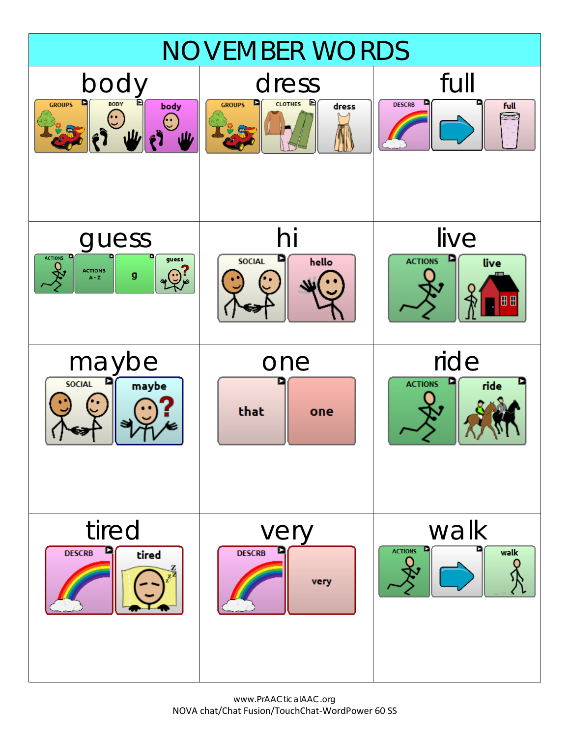# NOVEMBER WORDS

| body | dress | full |
| --- | --- | --- |
| GROUPS → BODY → body | GROUPS → CLOTHES → dress | DESCRB → → → full |
| **guess** | **hi** | **live** |
| ACTIONS → ACTIONS A - Z → g → guess | SOCIAL → hello | ACTIONS → live |
| **maybe** | **one** | **ride** |
| SOCIAL → maybe | that → one | ACTIONS → ride |
| **tired** | **very** | **walk** |
| DESCRB → tired | DESCRB → very | ACTIONS → → → walk |

www.PrAACticalAAC.org
NOVA chat/Chat Fusion/TouchChat-WordPower 60 SS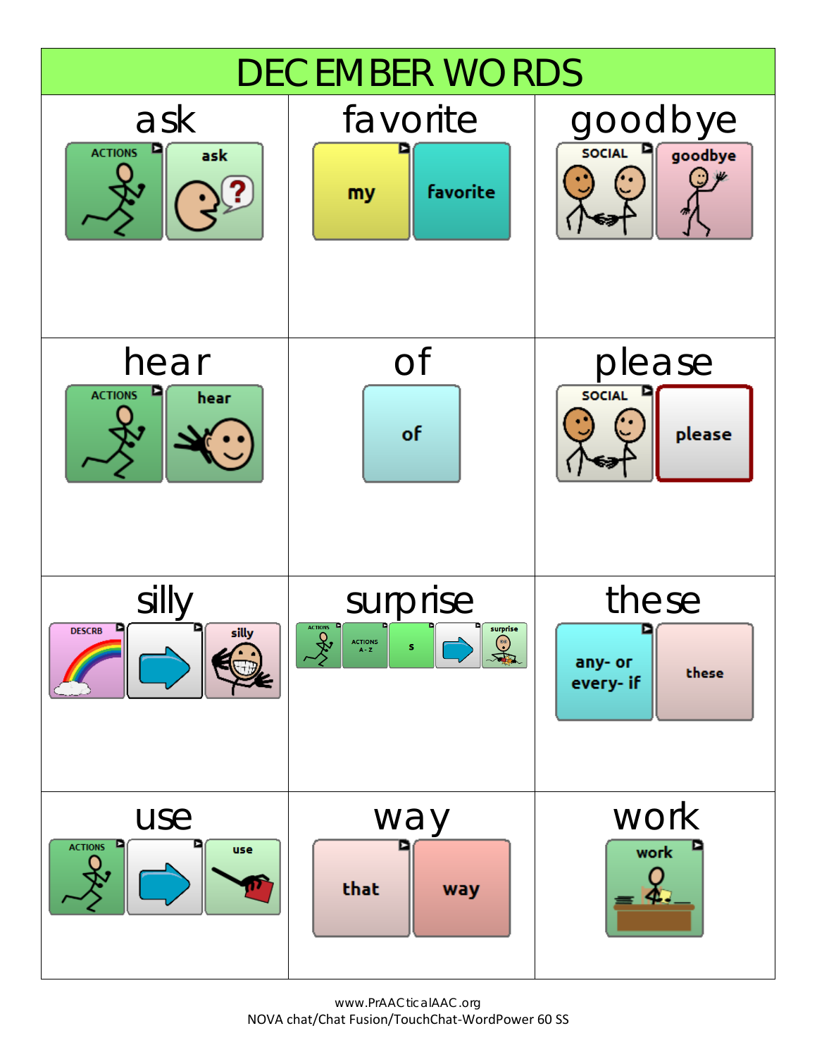# DECEMBER WORDS

| ask | favorite | goodbye |
|---|---|---|
| ACTIONS → ask | my → favorite | SOCIAL → goodbye |
| **hear** | **of** | **please** |
| ACTIONS → hear | of | SOCIAL → please |
| **silly** | **surprise** | **these** |
| DESCRB → → silly | ACTIONS → ACTIONS A - Z → s → → surprise | any- or every- if → these |
| **use** | **way** | **work** |
| ACTIONS → → use | that → way | work |

www.PrAACticalAAC.org
NOVA chat/Chat Fusion/TouchChat-WordPower 60 SS